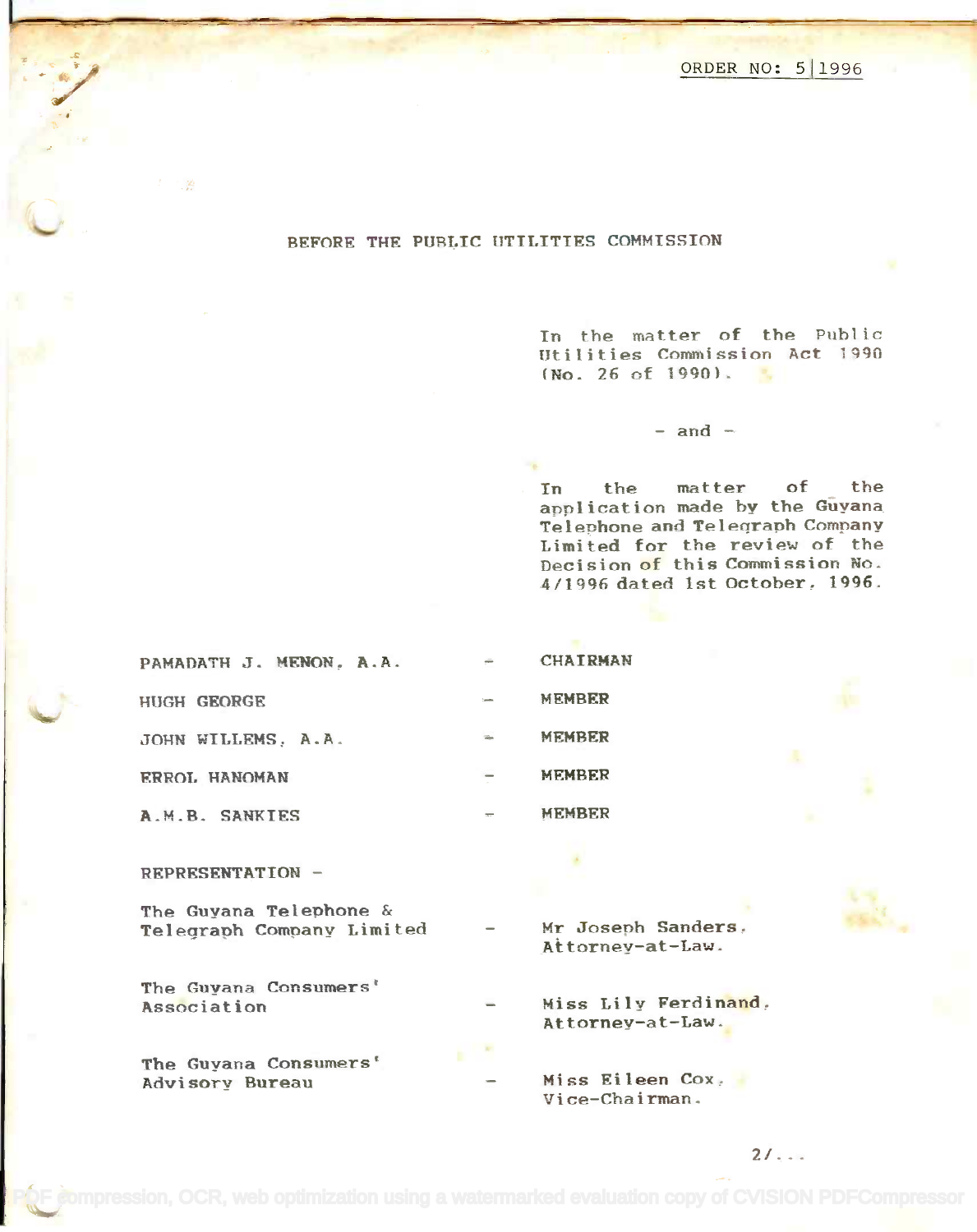ORDER NO: 5|1996

# BEFORE THE PUBLIC UTILITIES COMMISSION

In the matter of the Public Utilities Commission Act 1990 (No. 26 of 1990).

– and –

In the matter of the application made by the Guyana Telephone and Telegraph Company Limited for the review of the Decision of this Commission No. 4/1996 dated 1st October, 1996.

| | | |
|---|---|---|
| PAMADATH J. MENON, A.A. | – | CHAIRMAN |
| HUGH GEORGE | – | MEMBER |
| JOHN WILLEMS, A.A. | – | MEMBER |
| ERROL HANOMAN | – | MEMBER |
| A.M.B. SANKIES | – | MEMBER |

REPRESENTATION –

| | | |
|---|---|---|
| The Guyana Telephone & Telegraph Company Limited | – | Mr Joseph Sanders, Attorney-at-Law. |
| The Guyana Consumers' Association | – | Miss Lily Ferdinand, Attorney-at-Law. |
| The Guyana Consumers' Advisory Bureau | – | Miss Eileen Cox, Vice-Chairman. |

2/...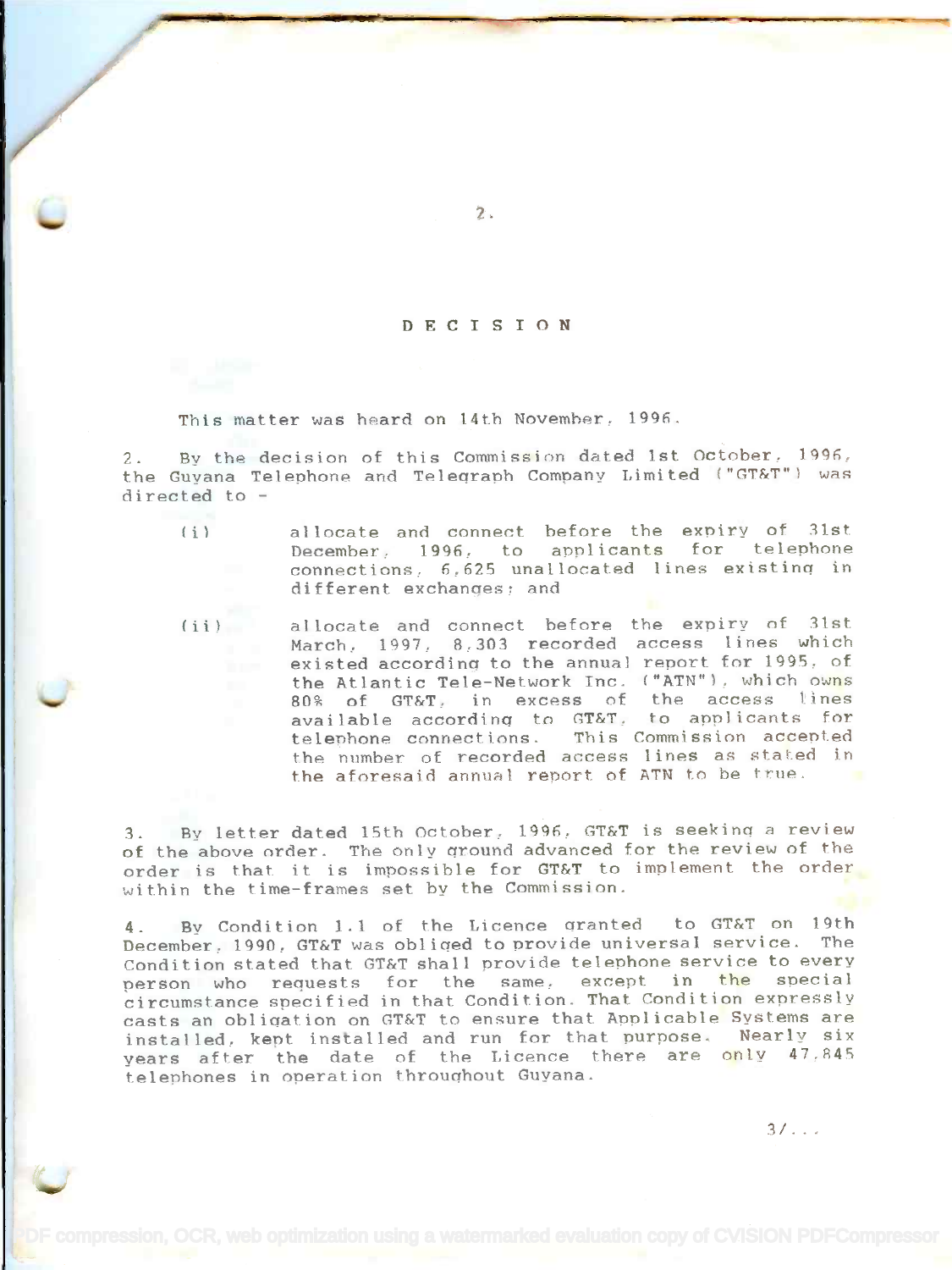# DECISION

This matter was heard on 14th November, 1996.

2. By the decision of this Commission dated 1st October, 1996, the Guyana Telephone and Telegraph Company Limited ("GT&T") was directed to -

(i) allocate and connect before the expiry of 31st December, 1996, to applicants for telephone connections, 6,625 unallocated lines existing in different exchanges; and

(ii) allocate and connect before the expiry of 31st March, 1997, 8,303 recorded access lines which existed according to the annual report for 1995, of the Atlantic Tele-Network Inc. ("ATN"), which owns 80% of GT&T, in excess of the access lines available according to GT&T, to applicants for telephone connections. This Commission accepted the number of recorded access lines as stated in the aforesaid annual report of ATN to be true.

3. By letter dated 15th October, 1996, GT&T is seeking a review of the above order. The only ground advanced for the review of the order is that it is impossible for GT&T to implement the order within the time-frames set by the Commission.

4. By Condition 1.1 of the Licence granted to GT&T on 19th December, 1990, GT&T was obliged to provide universal service. The Condition stated that GT&T shall provide telephone service to every person who requests for the same, except in the special circumstance specified in that Condition. That Condition expressly casts an obligation on GT&T to ensure that Applicable Systems are installed, kept installed and run for that purpose. Nearly six years after the date of the Licence there are only 47,845 telephones in operation throughout Guyana.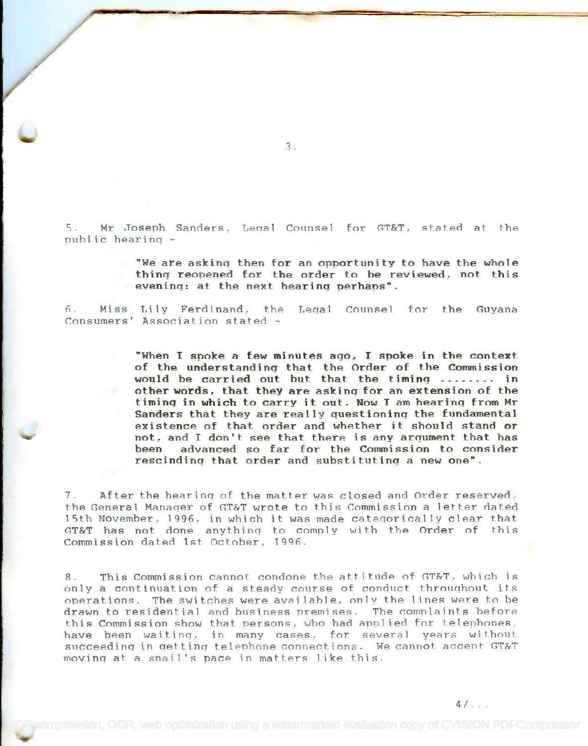5. Mr Joseph Sanders, Legal Counsel for GT&T, stated at the public hearing -

> "We are asking then for an opportunity to have the whole thing reopened for the order to be reviewed, not this evening: at the next hearing perhaps".

6. Miss Lily Ferdinand, the Legal Counsel for the Guyana Consumers' Association stated -

> "When I spoke a few minutes ago, I spoke in the context of the understanding that the Order of the Commission would be carried out but that the timing ........ in other words, that they are asking for an extension of the timing in which to carry it out. Now I am hearing from Mr Sanders that they are really questioning the fundamental existence of that order and whether it should stand or not, and I don't see that there is any argument that has been advanced so far for the Commission to consider rescinding that order and substituting a new one".

7. After the hearing of the matter was closed and Order reserved, the General Manager of GT&T wrote to this Commission a letter dated 15th November, 1996, in which it was made categorically clear that GT&T has not done anything to comply with the Order of this Commission dated 1st October, 1996.

8. This Commission cannot condone the attitude of GT&T, which is only a continuation of a steady course of conduct throughout its operations. The switches were available, only the lines were to be drawn to residential and business premises. The complaints before this Commission show that persons, who had applied for telephones, have been waiting, in many cases, for several years without succeeding in getting telephone connections. We cannot accept GT&T moving at a snail's pace in matters like this.

4/...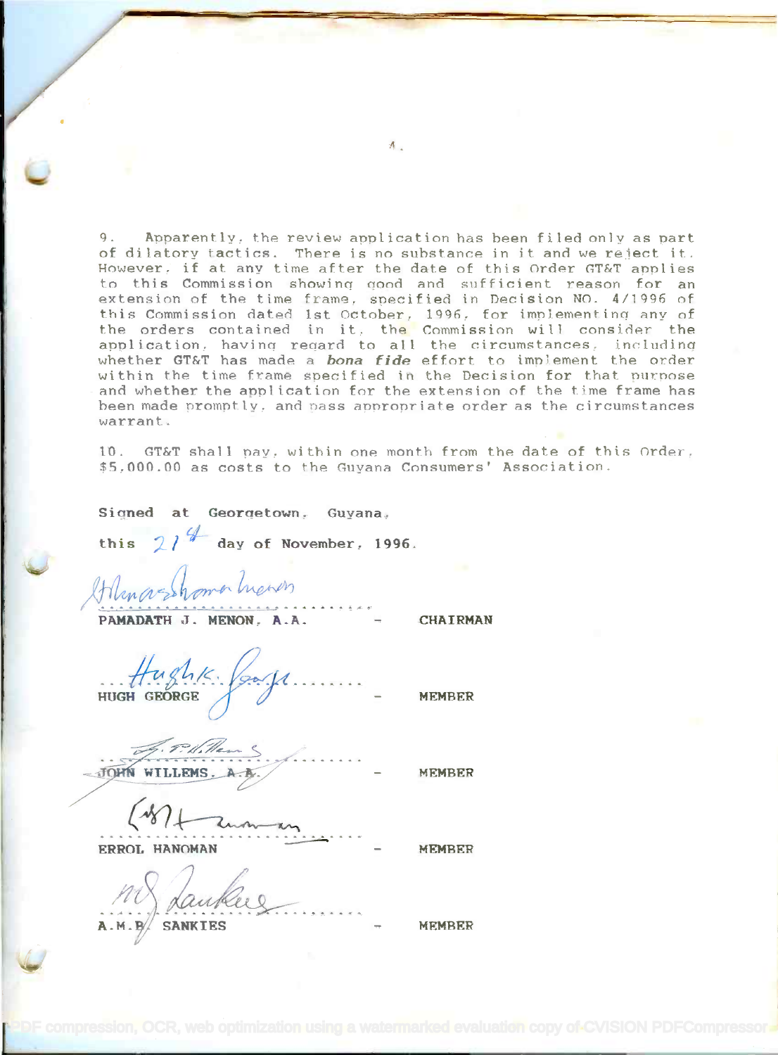9. Apparently, the review application has been filed only as part of dilatory tactics. There is no substance in it and we reject it. However, if at any time after the date of this Order GT&T applies to this Commission showing good and sufficient reason for an extension of the time frame, specified in Decision NO. 4/1996 of this Commission dated 1st October, 1996, for implementing any of the orders contained in it, the Commission will consider the application, having regard to all the circumstances, including whether GT&T has made a ***bona fide*** effort to implement the order within the time frame specified in the Decision for that purpose and whether the application for the extension of the time frame has been made promptly, and pass appropriate order as the circumstances warrant.

10. GT&T shall pay, within one month from the date of this Order, $5,000.00 as costs to the Guyana Consumers' Association.

**Signed at Georgetown, Guyana,**

**this 21st day of November, 1996.**

**PAMADATH J. MENON, A.A.** - **CHAIRMAN**

**HUGH GEORGE** - **MEMBER**

**JOHN WILLEMS, A.A.** - **MEMBER**

**ERROL HANOMAN** - **MEMBER**

**A.M.B. SANKIES** - **MEMBER**